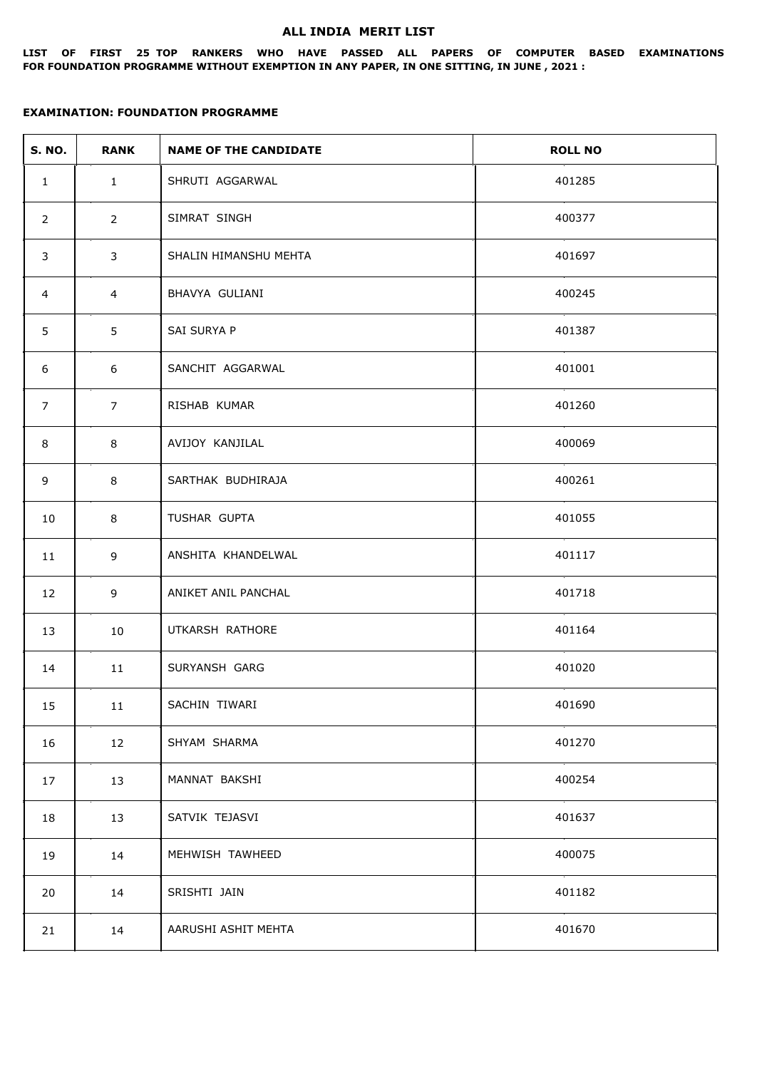# ALL INDIA MERIT LIST

**LIST OF FIRST 25 TOP RANKERS WHO HAVE PASSED ALL PAPERS OF COMPUTER BASED EXAMINATIONS FOR FOUNDATION PROGRAMME WITHOUT EXEMPTION IN ANY PAPER, IN ONE SITTING, IN JUNE , 2021 :**

**EXAMINATION: FOUNDATION PROGRAMME**

| S. NO. | RANK | NAME OF THE CANDIDATE | ROLL NO |
|---|---|---|---|
| 1 | 1 | SHRUTI AGGARWAL | 401285 |
| 2 | 2 | SIMRAT SINGH | 400377 |
| 3 | 3 | SHALIN HIMANSHU MEHTA | 401697 |
| 4 | 4 | BHAVYA GULIANI | 400245 |
| 5 | 5 | SAI SURYA P | 401387 |
| 6 | 6 | SANCHIT AGGARWAL | 401001 |
| 7 | 7 | RISHAB KUMAR | 401260 |
| 8 | 8 | AVIJOY KANJILAL | 400069 |
| 9 | 8 | SARTHAK BUDHIRAJA | 400261 |
| 10 | 8 | TUSHAR GUPTA | 401055 |
| 11 | 9 | ANSHITA KHANDELWAL | 401117 |
| 12 | 9 | ANIKET ANIL PANCHAL | 401718 |
| 13 | 10 | UTKARSH RATHORE | 401164 |
| 14 | 11 | SURYANSH GARG | 401020 |
| 15 | 11 | SACHIN TIWARI | 401690 |
| 16 | 12 | SHYAM SHARMA | 401270 |
| 17 | 13 | MANNAT BAKSHI | 400254 |
| 18 | 13 | SATVIK TEJASVI | 401637 |
| 19 | 14 | MEHWISH TAWHEED | 400075 |
| 20 | 14 | SRISHTI JAIN | 401182 |
| 21 | 14 | AARUSHI ASHIT MEHTA | 401670 |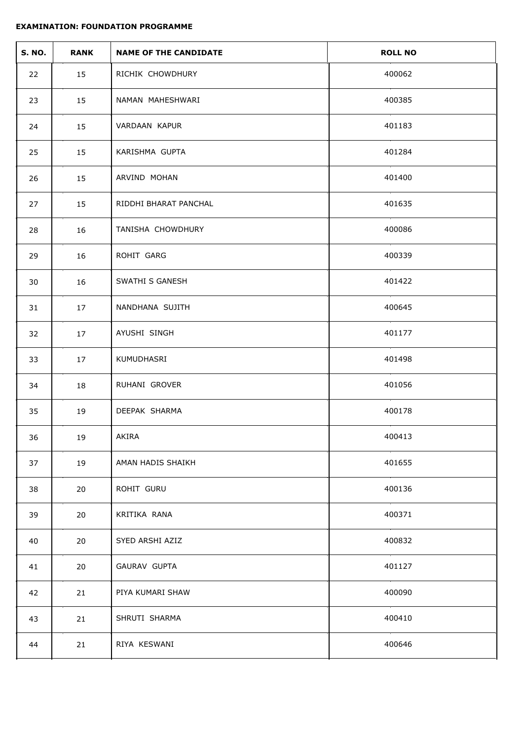**EXAMINATION: FOUNDATION PROGRAMME**

| S. NO. | RANK | NAME OF THE CANDIDATE | ROLL NO |
|---|---|---|---|
| 22 | 15 | RICHIK CHOWDHURY | 400062 |
| 23 | 15 | NAMAN MAHESHWARI | 400385 |
| 24 | 15 | VARDAAN KAPUR | 401183 |
| 25 | 15 | KARISHMA GUPTA | 401284 |
| 26 | 15 | ARVIND MOHAN | 401400 |
| 27 | 15 | RIDDHI BHARAT PANCHAL | 401635 |
| 28 | 16 | TANISHA CHOWDHURY | 400086 |
| 29 | 16 | ROHIT GARG | 400339 |
| 30 | 16 | SWATHI S GANESH | 401422 |
| 31 | 17 | NANDHANA SUJITH | 400645 |
| 32 | 17 | AYUSHI SINGH | 401177 |
| 33 | 17 | KUMUDHASRI | 401498 |
| 34 | 18 | RUHANI GROVER | 401056 |
| 35 | 19 | DEEPAK SHARMA | 400178 |
| 36 | 19 | AKIRA | 400413 |
| 37 | 19 | AMAN HADIS SHAIKH | 401655 |
| 38 | 20 | ROHIT GURU | 400136 |
| 39 | 20 | KRITIKA RANA | 400371 |
| 40 | 20 | SYED ARSHI AZIZ | 400832 |
| 41 | 20 | GAURAV GUPTA | 401127 |
| 42 | 21 | PIYA KUMARI SHAW | 400090 |
| 43 | 21 | SHRUTI SHARMA | 400410 |
| 44 | 21 | RIYA KESWANI | 400646 |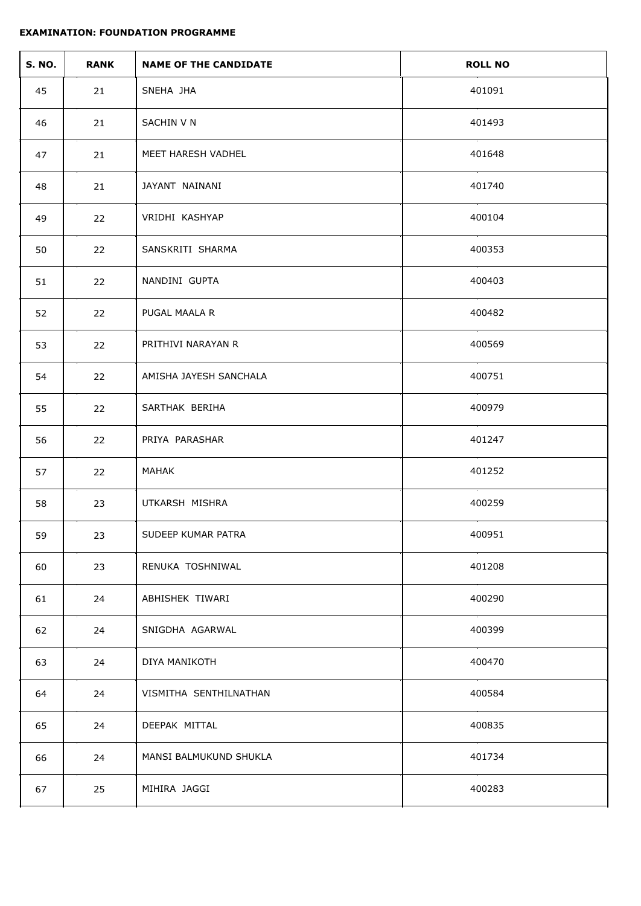**EXAMINATION: FOUNDATION PROGRAMME**

| S. NO. | RANK | NAME OF THE CANDIDATE | ROLL NO |
|---|---|---|---|
| 45 | 21 | SNEHA JHA | 401091 |
| 46 | 21 | SACHIN V N | 401493 |
| 47 | 21 | MEET HARESH VADHEL | 401648 |
| 48 | 21 | JAYANT NAINANI | 401740 |
| 49 | 22 | VRIDHI KASHYAP | 400104 |
| 50 | 22 | SANSKRITI SHARMA | 400353 |
| 51 | 22 | NANDINI GUPTA | 400403 |
| 52 | 22 | PUGAL MAALA R | 400482 |
| 53 | 22 | PRITHIVI NARAYAN R | 400569 |
| 54 | 22 | AMISHA JAYESH SANCHALA | 400751 |
| 55 | 22 | SARTHAK BERIHA | 400979 |
| 56 | 22 | PRIYA PARASHAR | 401247 |
| 57 | 22 | MAHAK | 401252 |
| 58 | 23 | UTKARSH MISHRA | 400259 |
| 59 | 23 | SUDEEP KUMAR PATRA | 400951 |
| 60 | 23 | RENUKA TOSHNIWAL | 401208 |
| 61 | 24 | ABHISHEK TIWARI | 400290 |
| 62 | 24 | SNIGDHA AGARWAL | 400399 |
| 63 | 24 | DIYA MANIKOTH | 400470 |
| 64 | 24 | VISMITHA SENTHILNATHAN | 400584 |
| 65 | 24 | DEEPAK MITTAL | 400835 |
| 66 | 24 | MANSI BALMUKUND SHUKLA | 401734 |
| 67 | 25 | MIHIRA JAGGI | 400283 |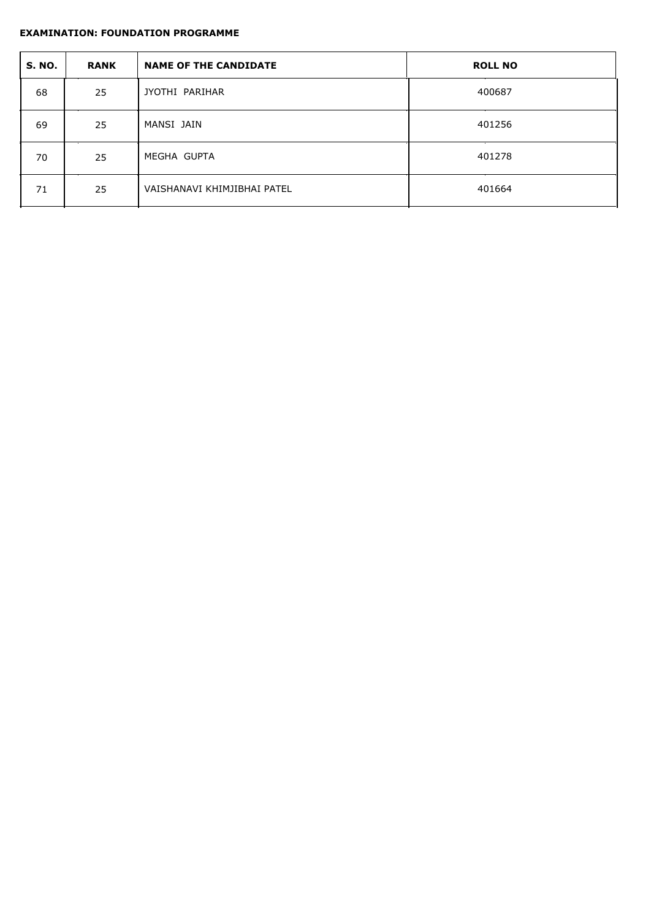**EXAMINATION: FOUNDATION PROGRAMME**

| S. NO. | RANK | NAME OF THE CANDIDATE | ROLL NO |
|---|---|---|---|
| 68 | 25 | JYOTHI PARIHAR | 400687 |
| 69 | 25 | MANSI JAIN | 401256 |
| 70 | 25 | MEGHA GUPTA | 401278 |
| 71 | 25 | VAISHANAVI KHIMJIBHAI PATEL | 401664 |